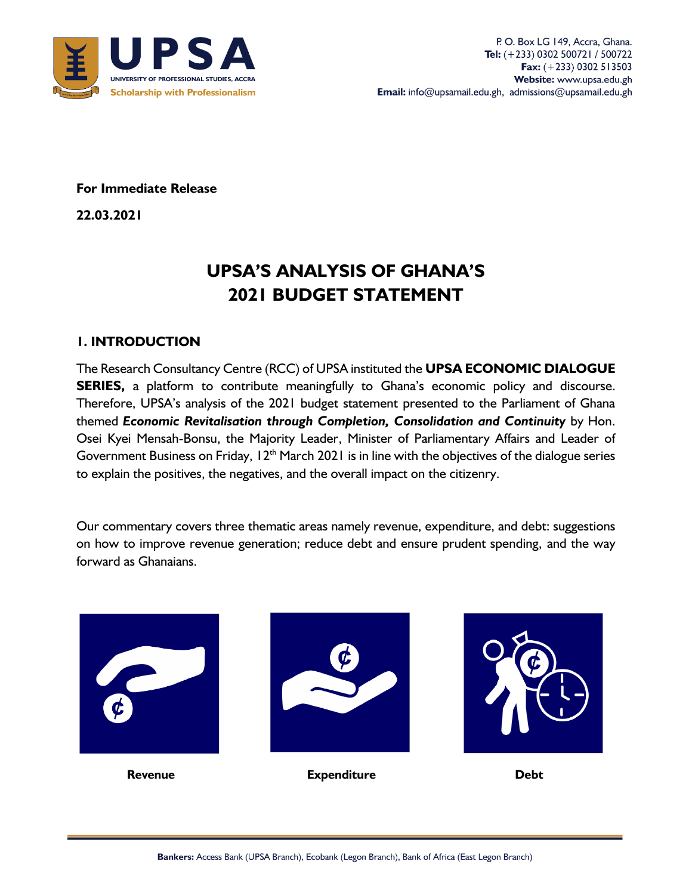UPSA
UNIVERSITY OF PROFESSIONAL STUDIES, ACCRA
Scholarship with Professionalism

P. O. Box LG 149, Accra, Ghana.
**Tel:** (+233) 0302 500721 / 500722
**Fax:** (+233) 0302 513503
**Website:** www.upsa.edu.gh
**Email:** info@upsamail.edu.gh, admissions@upsamail.edu.gh

**For Immediate Release**

**22.03.2021**

# UPSA'S ANALYSIS OF GHANA'S 2021 BUDGET STATEMENT

## 1. INTRODUCTION

The Research Consultancy Centre (RCC) of UPSA instituted the **UPSA ECONOMIC DIALOGUE SERIES,** a platform to contribute meaningfully to Ghana's economic policy and discourse. Therefore, UPSA's analysis of the 2021 budget statement presented to the Parliament of Ghana themed ***Economic Revitalisation through Completion, Consolidation and Continuity*** by Hon. Osei Kyei Mensah-Bonsu, the Majority Leader, Minister of Parliamentary Affairs and Leader of Government Business on Friday, 12th March 2021 is in line with the objectives of the dialogue series to explain the positives, the negatives, and the overall impact on the citizenry.

Our commentary covers three thematic areas namely revenue, expenditure, and debt: suggestions on how to improve revenue generation; reduce debt and ensure prudent spending, and the way forward as Ghanaians.

**Revenue** | **Expenditure** | **Debt**

**Bankers:** Access Bank (UPSA Branch), Ecobank (Legon Branch), Bank of Africa (East Legon Branch)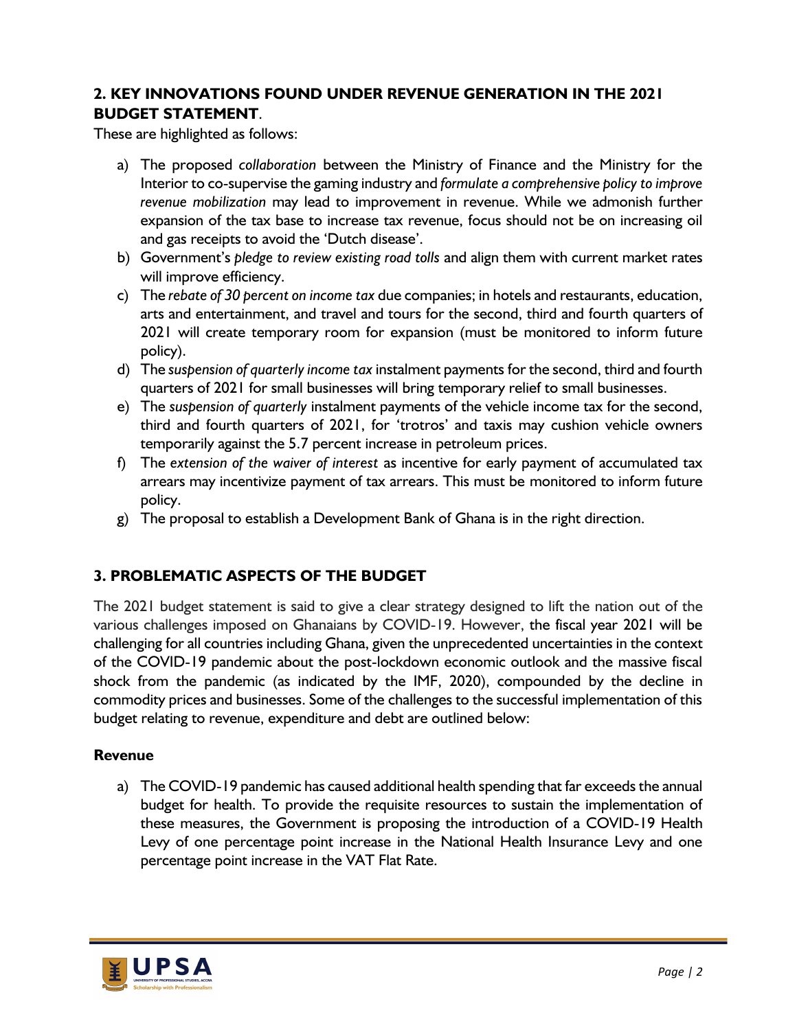## 2. KEY INNOVATIONS FOUND UNDER REVENUE GENERATION IN THE 2021 BUDGET STATEMENT.

These are highlighted as follows:

a) The proposed *collaboration* between the Ministry of Finance and the Ministry for the Interior to co-supervise the gaming industry and *formulate a comprehensive policy to improve revenue mobilization* may lead to improvement in revenue. While we admonish further expansion of the tax base to increase tax revenue, focus should not be on increasing oil and gas receipts to avoid the 'Dutch disease'.

b) Government's *pledge to review existing road tolls* and align them with current market rates will improve efficiency.

c) The *rebate of 30 percent on income tax* due companies; in hotels and restaurants, education, arts and entertainment, and travel and tours for the second, third and fourth quarters of 2021 will create temporary room for expansion (must be monitored to inform future policy).

d) The *suspension of quarterly income tax* instalment payments for the second, third and fourth quarters of 2021 for small businesses will bring temporary relief to small businesses.

e) The *suspension of quarterly* instalment payments of the vehicle income tax for the second, third and fourth quarters of 2021, for 'trotros' and taxis may cushion vehicle owners temporarily against the 5.7 percent increase in petroleum prices.

f) The *extension of the waiver of interest* as incentive for early payment of accumulated tax arrears may incentivize payment of tax arrears. This must be monitored to inform future policy.

g) The proposal to establish a Development Bank of Ghana is in the right direction.

## 3. PROBLEMATIC ASPECTS OF THE BUDGET

The 2021 budget statement is said to give a clear strategy designed to lift the nation out of the various challenges imposed on Ghanaians by COVID-19. However, the fiscal year 2021 will be challenging for all countries including Ghana, given the unprecedented uncertainties in the context of the COVID-19 pandemic about the post-lockdown economic outlook and the massive fiscal shock from the pandemic (as indicated by the IMF, 2020), compounded by the decline in commodity prices and businesses. Some of the challenges to the successful implementation of this budget relating to revenue, expenditure and debt are outlined below:

### Revenue

a) The COVID-19 pandemic has caused additional health spending that far exceeds the annual budget for health. To provide the requisite resources to sustain the implementation of these measures, the Government is proposing the introduction of a COVID-19 Health Levy of one percentage point increase in the National Health Insurance Levy and one percentage point increase in the VAT Flat Rate.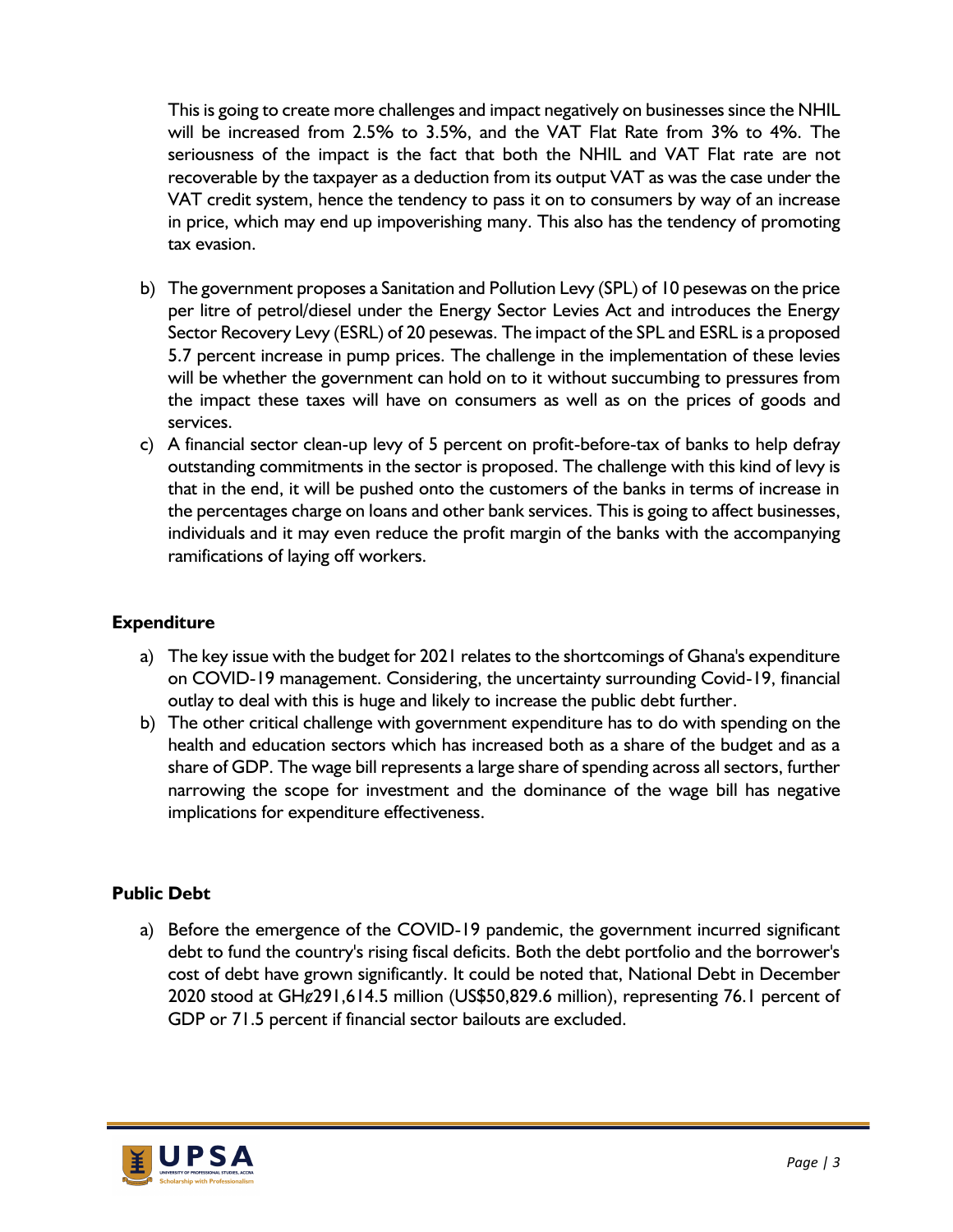This is going to create more challenges and impact negatively on businesses since the NHIL will be increased from 2.5% to 3.5%, and the VAT Flat Rate from 3% to 4%. The seriousness of the impact is the fact that both the NHIL and VAT Flat rate are not recoverable by the taxpayer as a deduction from its output VAT as was the case under the VAT credit system, hence the tendency to pass it on to consumers by way of an increase in price, which may end up impoverishing many. This also has the tendency of promoting tax evasion.

b) The government proposes a Sanitation and Pollution Levy (SPL) of 10 pesewas on the price per litre of petrol/diesel under the Energy Sector Levies Act and introduces the Energy Sector Recovery Levy (ESRL) of 20 pesewas. The impact of the SPL and ESRL is a proposed 5.7 percent increase in pump prices. The challenge in the implementation of these levies will be whether the government can hold on to it without succumbing to pressures from the impact these taxes will have on consumers as well as on the prices of goods and services.

c) A financial sector clean-up levy of 5 percent on profit-before-tax of banks to help defray outstanding commitments in the sector is proposed. The challenge with this kind of levy is that in the end, it will be pushed onto the customers of the banks in terms of increase in the percentages charge on loans and other bank services. This is going to affect businesses, individuals and it may even reduce the profit margin of the banks with the accompanying ramifications of laying off workers.

## Expenditure

a) The key issue with the budget for 2021 relates to the shortcomings of Ghana's expenditure on COVID-19 management. Considering, the uncertainty surrounding Covid-19, financial outlay to deal with this is huge and likely to increase the public debt further.

b) The other critical challenge with government expenditure has to do with spending on the health and education sectors which has increased both as a share of the budget and as a share of GDP. The wage bill represents a large share of spending across all sectors, further narrowing the scope for investment and the dominance of the wage bill has negative implications for expenditure effectiveness.

## Public Debt

a) Before the emergence of the COVID-19 pandemic, the government incurred significant debt to fund the country's rising fiscal deficits. Both the debt portfolio and the borrower's cost of debt have grown significantly. It could be noted that, National Debt in December 2020 stood at GH₵291,614.5 million (US$50,829.6 million), representing 76.1 percent of GDP or 71.5 percent if financial sector bailouts are excluded.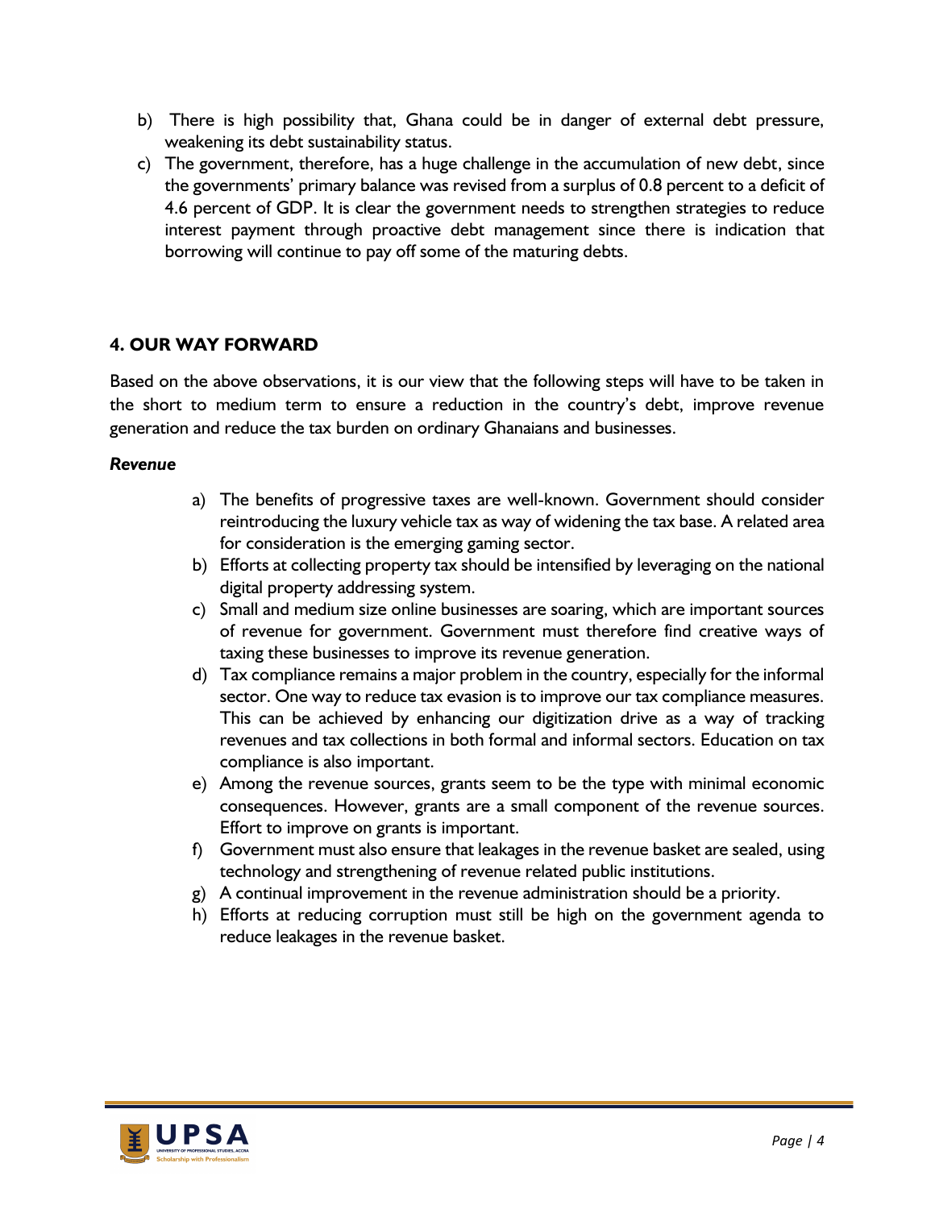b) There is high possibility that, Ghana could be in danger of external debt pressure, weakening its debt sustainability status.

c) The government, therefore, has a huge challenge in the accumulation of new debt, since the governments' primary balance was revised from a surplus of 0.8 percent to a deficit of 4.6 percent of GDP. It is clear the government needs to strengthen strategies to reduce interest payment through proactive debt management since there is indication that borrowing will continue to pay off some of the maturing debts.

## 4. OUR WAY FORWARD

Based on the above observations, it is our view that the following steps will have to be taken in the short to medium term to ensure a reduction in the country's debt, improve revenue generation and reduce the tax burden on ordinary Ghanaians and businesses.

***Revenue***

a) The benefits of progressive taxes are well-known. Government should consider reintroducing the luxury vehicle tax as way of widening the tax base. A related area for consideration is the emerging gaming sector.

b) Efforts at collecting property tax should be intensified by leveraging on the national digital property addressing system.

c) Small and medium size online businesses are soaring, which are important sources of revenue for government. Government must therefore find creative ways of taxing these businesses to improve its revenue generation.

d) Tax compliance remains a major problem in the country, especially for the informal sector. One way to reduce tax evasion is to improve our tax compliance measures. This can be achieved by enhancing our digitization drive as a way of tracking revenues and tax collections in both formal and informal sectors. Education on tax compliance is also important.

e) Among the revenue sources, grants seem to be the type with minimal economic consequences. However, grants are a small component of the revenue sources. Effort to improve on grants is important.

f) Government must also ensure that leakages in the revenue basket are sealed, using technology and strengthening of revenue related public institutions.

g) A continual improvement in the revenue administration should be a priority.

h) Efforts at reducing corruption must still be high on the government agenda to reduce leakages in the revenue basket.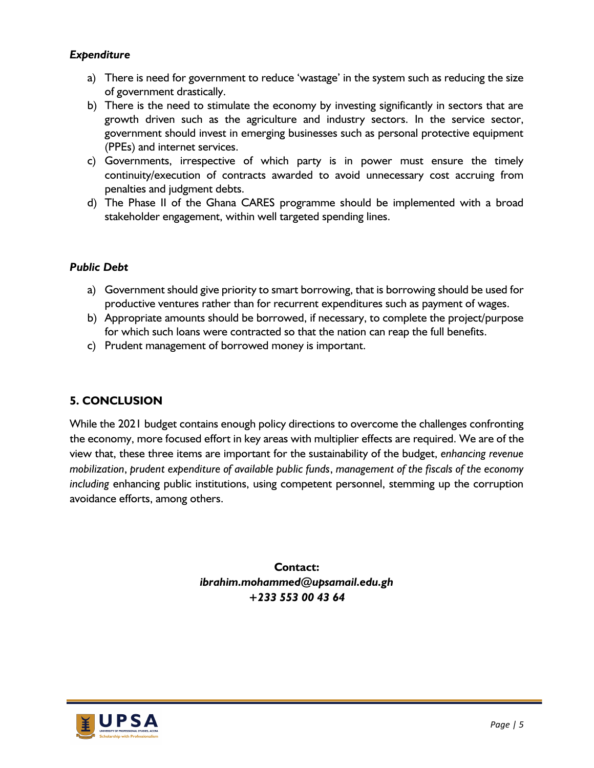***Expertise***

***Expenditure***

a) There is need for government to reduce 'wastage' in the system such as reducing the size of government drastically.
b) There is the need to stimulate the economy by investing significantly in sectors that are growth driven such as the agriculture and industry sectors. In the service sector, government should invest in emerging businesses such as personal protective equipment (PPEs) and internet services.
c) Governments, irrespective of which party is in power must ensure the timely continuity/execution of contracts awarded to avoid unnecessary cost accruing from penalties and judgment debts.
d) The Phase II of the Ghana CARES programme should be implemented with a broad stakeholder engagement, within well targeted spending lines.

***Public Debt***

a) Government should give priority to smart borrowing, that is borrowing should be used for productive ventures rather than for recurrent expenditures such as payment of wages.
b) Appropriate amounts should be borrowed, if necessary, to complete the project/purpose for which such loans were contracted so that the nation can reap the full benefits.
c) Prudent management of borrowed money is important.

## 5. CONCLUSION

While the 2021 budget contains enough policy directions to overcome the challenges confronting the economy, more focused effort in key areas with multiplier effects are required. We are of the view that, these three items are important for the sustainability of the budget, *enhancing revenue mobilization*, *prudent expenditure of available public funds*, *management of the fiscals of the economy including* enhancing public institutions, using competent personnel, stemming up the corruption avoidance efforts, among others.

**Contact:**
***ibrahim.mohammed@upsamail.edu.gh***
***+233 553 00 43 64***